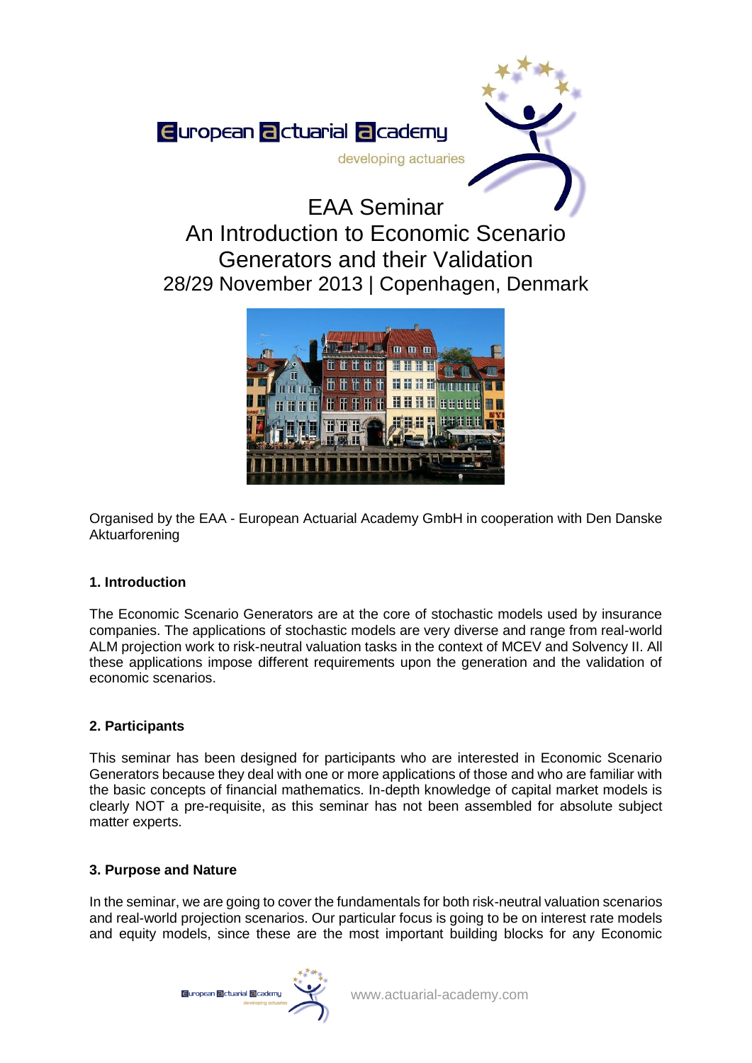European actuarial academy

developing actuaries

# EAA Seminar
# An Introduction to Economic Scenario Generators and their Validation
## 28/29 November 2013 | Copenhagen, Denmark

Organised by the EAA - European Actuarial Academy GmbH in cooperation with Den Danske Aktuarforening

### 1. Introduction

The Economic Scenario Generators are at the core of stochastic models used by insurance companies. The applications of stochastic models are very diverse and range from real-world ALM projection work to risk-neutral valuation tasks in the context of MCEV and Solvency II. All these applications impose different requirements upon the generation and the validation of economic scenarios.

### 2. Participants

This seminar has been designed for participants who are interested in Economic Scenario Generators because they deal with one or more applications of those and who are familiar with the basic concepts of financial mathematics. In-depth knowledge of capital market models is clearly NOT a pre-requisite, as this seminar has not been assembled for absolute subject matter experts.

### 3. Purpose and Nature

In the seminar, we are going to cover the fundamentals for both risk-neutral valuation scenarios and real-world projection scenarios. Our particular focus is going to be on interest rate models and equity models, since these are the most important building blocks for any Economic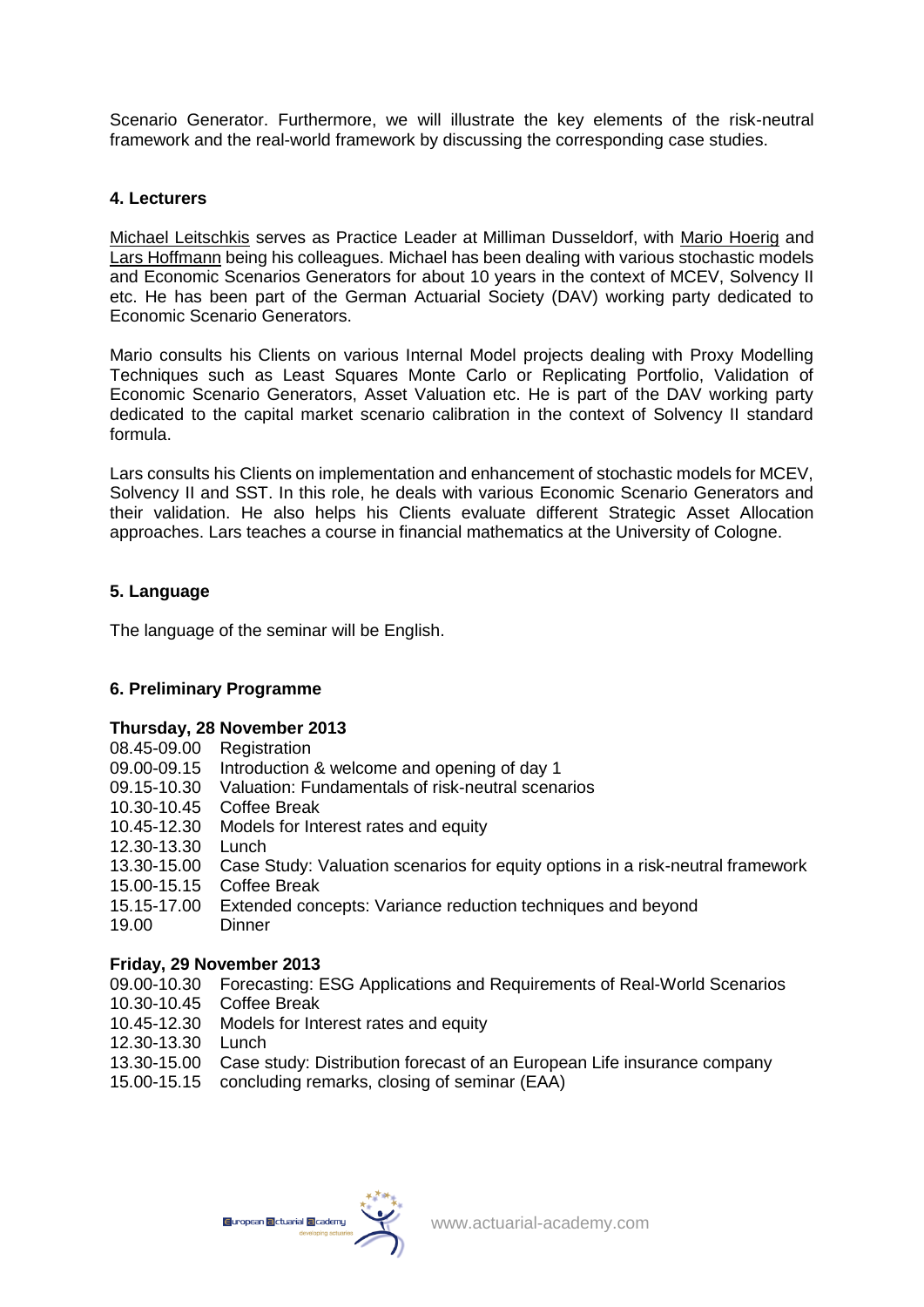Scenario Generator. Furthermore, we will illustrate the key elements of the risk-neutral framework and the real-world framework by discussing the corresponding case studies.

## 4. Lecturers

Michael Leitschkis serves as Practice Leader at Milliman Dusseldorf, with Mario Hoerig and Lars Hoffmann being his colleagues. Michael has been dealing with various stochastic models and Economic Scenarios Generators for about 10 years in the context of MCEV, Solvency II etc. He has been part of the German Actuarial Society (DAV) working party dedicated to Economic Scenario Generators.

Mario consults his Clients on various Internal Model projects dealing with Proxy Modelling Techniques such as Least Squares Monte Carlo or Replicating Portfolio, Validation of Economic Scenario Generators, Asset Valuation etc. He is part of the DAV working party dedicated to the capital market scenario calibration in the context of Solvency II standard formula.

Lars consults his Clients on implementation and enhancement of stochastic models for MCEV, Solvency II and SST. In this role, he deals with various Economic Scenario Generators and their validation. He also helps his Clients evaluate different Strategic Asset Allocation approaches. Lars teaches a course in financial mathematics at the University of Cologne.

## 5. Language

The language of the seminar will be English.

## 6. Preliminary Programme

**Thursday, 28 November 2013**

08.45-09.00 Registration
09.00-09.15 Introduction & welcome and opening of day 1
09.15-10.30 Valuation: Fundamentals of risk-neutral scenarios
10.30-10.45 Coffee Break
10.45-12.30 Models for Interest rates and equity
12.30-13.30 Lunch
13.30-15.00 Case Study: Valuation scenarios for equity options in a risk-neutral framework
15.00-15.15 Coffee Break
15.15-17.00 Extended concepts: Variance reduction techniques and beyond
19.00 Dinner

**Friday, 29 November 2013**

09.00-10.30 Forecasting: ESG Applications and Requirements of Real-World Scenarios
10.30-10.45 Coffee Break
10.45-12.30 Models for Interest rates and equity
12.30-13.30 Lunch
13.30-15.00 Case study: Distribution forecast of an European Life insurance company
15.00-15.15 concluding remarks, closing of seminar (EAA)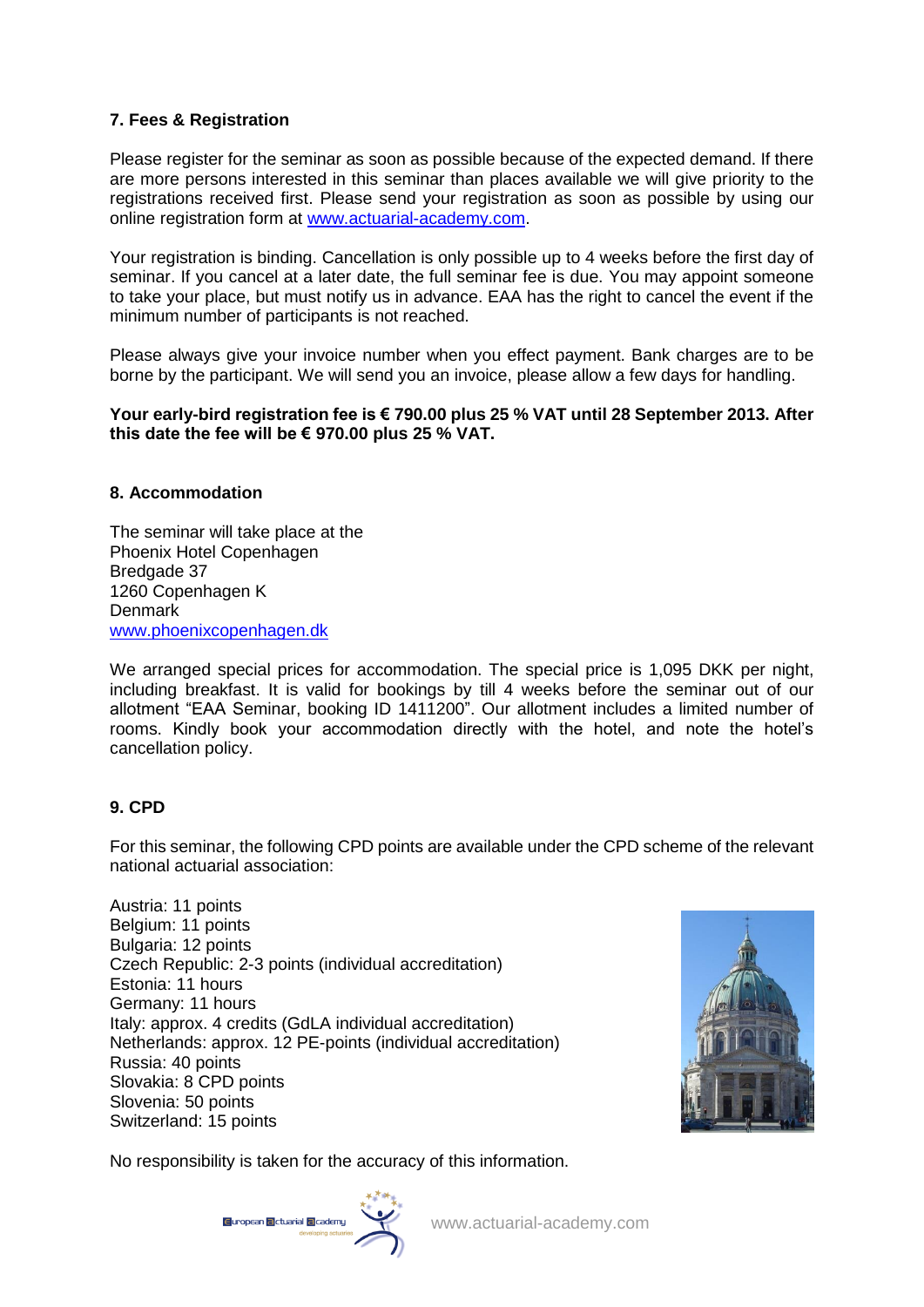## 7. Fees & Registration

Please register for the seminar as soon as possible because of the expected demand. If there are more persons interested in this seminar than places available we will give priority to the registrations received first. Please send your registration as soon as possible by using our online registration form at www.actuarial-academy.com.

Your registration is binding. Cancellation is only possible up to 4 weeks before the first day of seminar. If you cancel at a later date, the full seminar fee is due. You may appoint someone to take your place, but must notify us in advance. EAA has the right to cancel the event if the minimum number of participants is not reached.

Please always give your invoice number when you effect payment. Bank charges are to be borne by the participant. We will send you an invoice, please allow a few days for handling.

**Your early-bird registration fee is € 790.00 plus 25 % VAT until 28 September 2013. After this date the fee will be € 970.00 plus 25 % VAT.**

## 8. Accommodation

The seminar will take place at the
Phoenix Hotel Copenhagen
Bredgade 37
1260 Copenhagen K
Denmark
www.phoenixcopenhagen.dk

We arranged special prices for accommodation. The special price is 1,095 DKK per night, including breakfast. It is valid for bookings by till 4 weeks before the seminar out of our allotment "EAA Seminar, booking ID 1411200". Our allotment includes a limited number of rooms. Kindly book your accommodation directly with the hotel, and note the hotel's cancellation policy.

## 9. CPD

For this seminar, the following CPD points are available under the CPD scheme of the relevant national actuarial association:

Austria: 11 points
Belgium: 11 points
Bulgaria: 12 points
Czech Republic: 2-3 points (individual accreditation)
Estonia: 11 hours
Germany: 11 hours
Italy: approx. 4 credits (GdLA individual accreditation)
Netherlands: approx. 12 PE-points (individual accreditation)
Russia: 40 points
Slovakia: 8 CPD points
Slovenia: 50 points
Switzerland: 15 points

No responsibility is taken for the accuracy of this information.